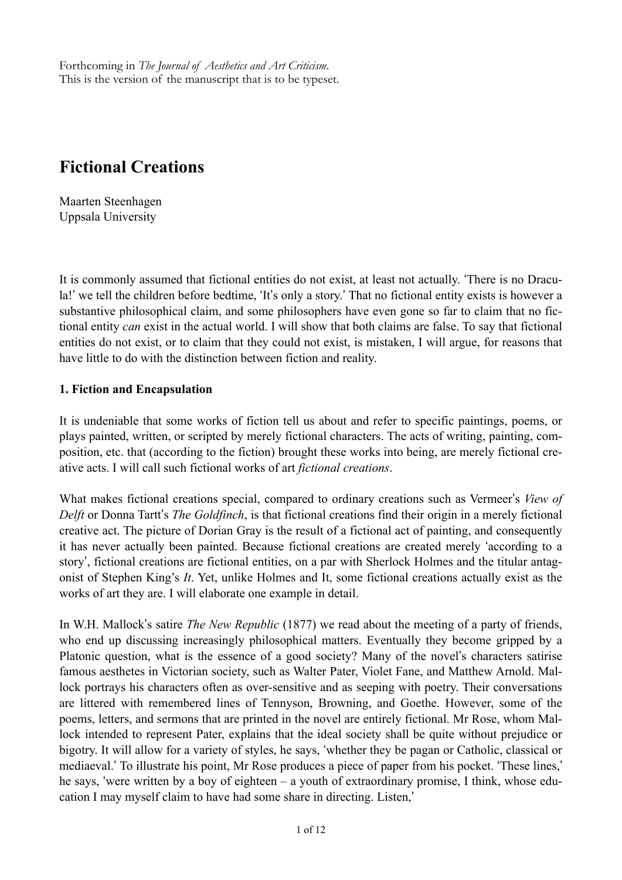Forthcoming in *The Journal of Aesthetics and Art Criticism*.
This is the version of the manuscript that is to be typeset.

# Fictional Creations

Maarten Steenhagen
Uppsala University

It is commonly assumed that fictional entities do not exist, at least not actually. 'There is no Dracula!' we tell the children before bedtime, 'It's only a story.' That no fictional entity exists is however a substantive philosophical claim, and some philosophers have even gone so far to claim that no fictional entity *can* exist in the actual world. I will show that both claims are false. To say that fictional entities do not exist, or to claim that they could not exist, is mistaken, I will argue, for reasons that have little to do with the distinction between fiction and reality.

## 1. Fiction and Encapsulation

It is undeniable that some works of fiction tell us about and refer to specific paintings, poems, or plays painted, written, or scripted by merely fictional characters. The acts of writing, painting, composition, etc. that (according to the fiction) brought these works into being, are merely fictional creative acts. I will call such fictional works of art *fictional creations*.

What makes fictional creations special, compared to ordinary creations such as Vermeer's *View of Delft* or Donna Tartt's *The Goldfinch*, is that fictional creations find their origin in a merely fictional creative act. The picture of Dorian Gray is the result of a fictional act of painting, and consequently it has never actually been painted. Because fictional creations are created merely 'according to a story', fictional creations are fictional entities, on a par with Sherlock Holmes and the titular antagonist of Stephen King's *It*. Yet, unlike Holmes and It, some fictional creations actually exist as the works of art they are. I will elaborate one example in detail.

In W.H. Mallock's satire *The New Republic* (1877) we read about the meeting of a party of friends, who end up discussing increasingly philosophical matters. Eventually they become gripped by a Platonic question, what is the essence of a good society? Many of the novel's characters satirise famous aesthetes in Victorian society, such as Walter Pater, Violet Fane, and Matthew Arnold. Mallock portrays his characters often as over-sensitive and as seeping with poetry. Their conversations are littered with remembered lines of Tennyson, Browning, and Goethe. However, some of the poems, letters, and sermons that are printed in the novel are entirely fictional. Mr Rose, whom Mallock intended to represent Pater, explains that the ideal society shall be quite without prejudice or bigotry. It will allow for a variety of styles, he says, 'whether they be pagan or Catholic, classical or mediaeval.' To illustrate his point, Mr Rose produces a piece of paper from his pocket. 'These lines,' he says, 'were written by a boy of eighteen – a youth of extraordinary promise, I think, whose education I may myself claim to have had some share in directing. Listen,'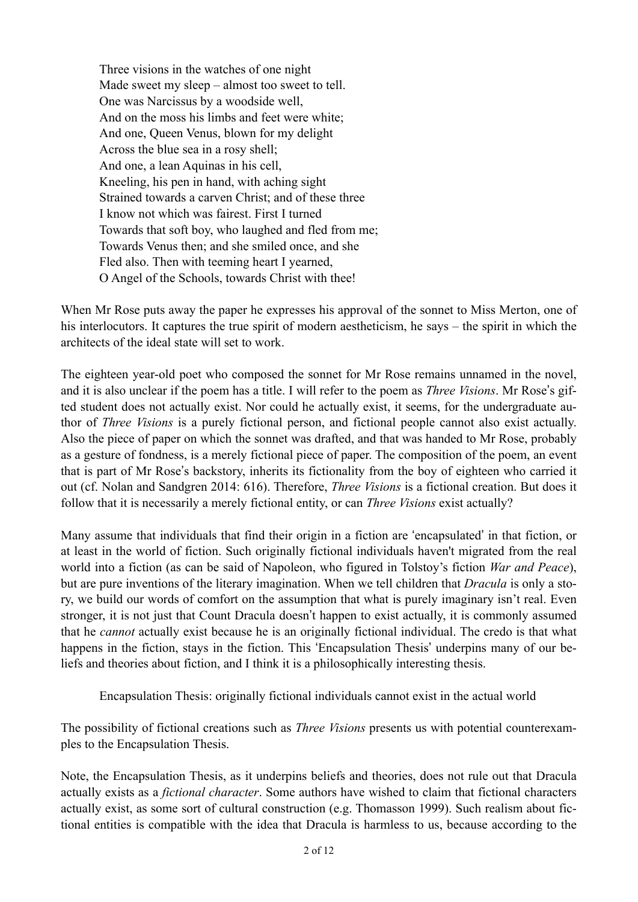> Three visions in the watches of one night
> Made sweet my sleep – almost too sweet to tell.
> One was Narcissus by a woodside well,
> And on the moss his limbs and feet were white;
> And one, Queen Venus, blown for my delight
> Across the blue sea in a rosy shell;
> And one, a lean Aquinas in his cell,
> Kneeling, his pen in hand, with aching sight
> Strained towards a carven Christ; and of these three
> I know not which was fairest. First I turned
> Towards that soft boy, who laughed and fled from me;
> Towards Venus then; and she smiled once, and she
> Fled also. Then with teeming heart I yearned,
> O Angel of the Schools, towards Christ with thee!

When Mr Rose puts away the paper he expresses his approval of the sonnet to Miss Merton, one of his interlocutors. It captures the true spirit of modern aestheticism, he says – the spirit in which the architects of the ideal state will set to work.

The eighteen year-old poet who composed the sonnet for Mr Rose remains unnamed in the novel, and it is also unclear if the poem has a title. I will refer to the poem as *Three Visions*. Mr Rose's gifted student does not actually exist. Nor could he actually exist, it seems, for the undergraduate author of *Three Visions* is a purely fictional person, and fictional people cannot also exist actually. Also the piece of paper on which the sonnet was drafted, and that was handed to Mr Rose, probably as a gesture of fondness, is a merely fictional piece of paper. The composition of the poem, an event that is part of Mr Rose's backstory, inherits its fictionality from the boy of eighteen who carried it out (cf. Nolan and Sandgren 2014: 616). Therefore, *Three Visions* is a fictional creation. But does it follow that it is necessarily a merely fictional entity, or can *Three Visions* exist actually?

Many assume that individuals that find their origin in a fiction are 'encapsulated' in that fiction, or at least in the world of fiction. Such originally fictional individuals haven't migrated from the real world into a fiction (as can be said of Napoleon, who figured in Tolstoy's fiction *War and Peace*), but are pure inventions of the literary imagination. When we tell children that *Dracula* is only a story, we build our words of comfort on the assumption that what is purely imaginary isn't real. Even stronger, it is not just that Count Dracula doesn't happen to exist actually, it is commonly assumed that he *cannot* actually exist because he is an originally fictional individual. The credo is that what happens in the fiction, stays in the fiction. This 'Encapsulation Thesis' underpins many of our beliefs and theories about fiction, and I think it is a philosophically interesting thesis.

> Encapsulation Thesis: originally fictional individuals cannot exist in the actual world

The possibility of fictional creations such as *Three Visions* presents us with potential counterexamples to the Encapsulation Thesis.

Note, the Encapsulation Thesis, as it underpins beliefs and theories, does not rule out that Dracula actually exists as a *fictional character*. Some authors have wished to claim that fictional characters actually exist, as some sort of cultural construction (e.g. Thomasson 1999). Such realism about fictional entities is compatible with the idea that Dracula is harmless to us, because according to the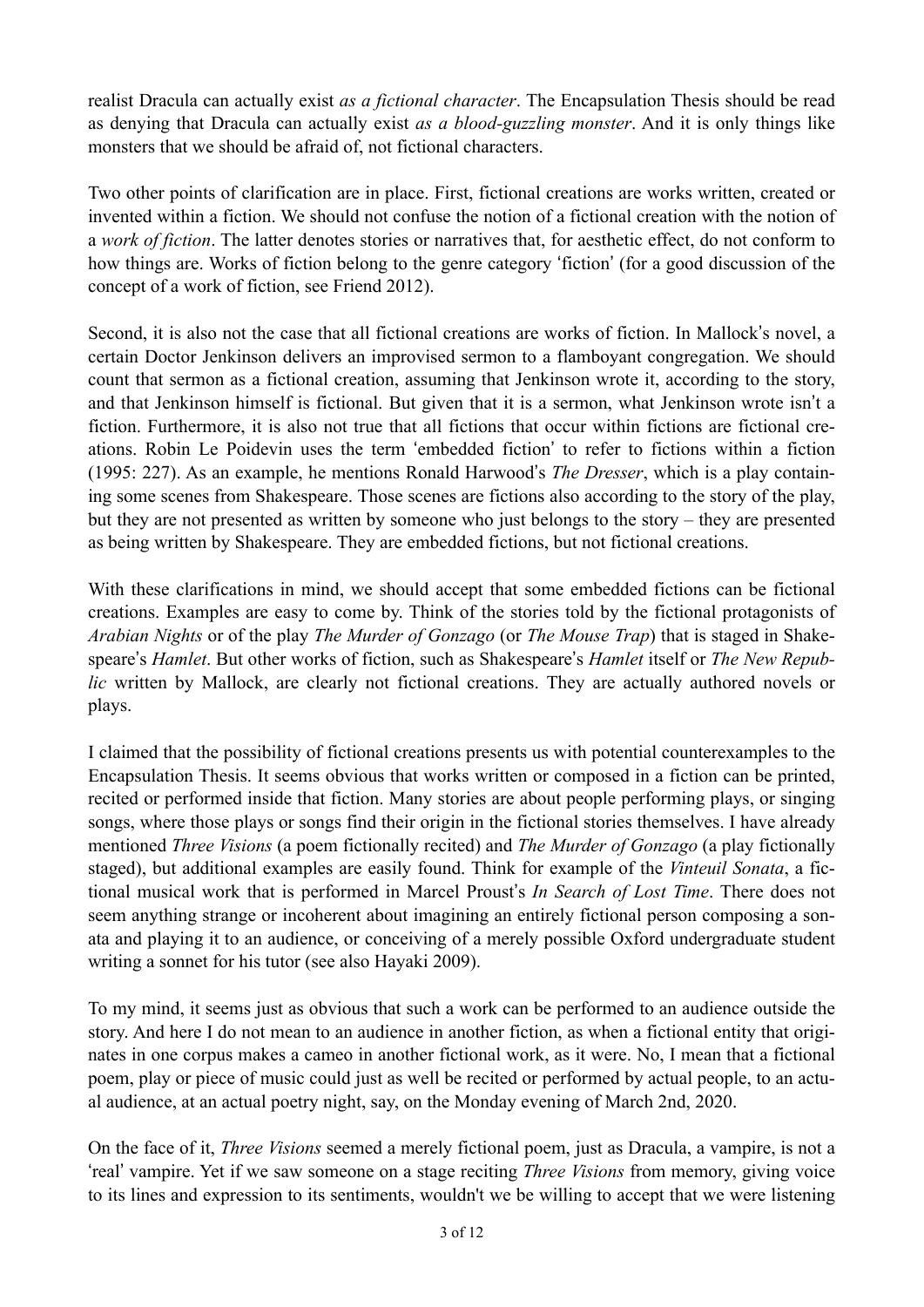realist Dracula can actually exist *as a fictional character*. The Encapsulation Thesis should be read as denying that Dracula can actually exist *as a blood-guzzling monster*. And it is only things like monsters that we should be afraid of, not fictional characters.

Two other points of clarification are in place. First, fictional creations are works written, created or invented within a fiction. We should not confuse the notion of a fictional creation with the notion of a *work of fiction*. The latter denotes stories or narratives that, for aesthetic effect, do not conform to how things are. Works of fiction belong to the genre category 'fiction' (for a good discussion of the concept of a work of fiction, see Friend 2012).

Second, it is also not the case that all fictional creations are works of fiction. In Mallock's novel, a certain Doctor Jenkinson delivers an improvised sermon to a flamboyant congregation. We should count that sermon as a fictional creation, assuming that Jenkinson wrote it, according to the story, and that Jenkinson himself is fictional. But given that it is a sermon, what Jenkinson wrote isn't a fiction. Furthermore, it is also not true that all fictions that occur within fictions are fictional creations. Robin Le Poidevin uses the term 'embedded fiction' to refer to fictions within a fiction (1995: 227). As an example, he mentions Ronald Harwood's *The Dresser*, which is a play containing some scenes from Shakespeare. Those scenes are fictions also according to the story of the play, but they are not presented as written by someone who just belongs to the story – they are presented as being written by Shakespeare. They are embedded fictions, but not fictional creations.

With these clarifications in mind, we should accept that some embedded fictions can be fictional creations. Examples are easy to come by. Think of the stories told by the fictional protagonists of *Arabian Nights* or of the play *The Murder of Gonzago* (or *The Mouse Trap*) that is staged in Shakespeare's *Hamlet*. But other works of fiction, such as Shakespeare's *Hamlet* itself or *The New Republic* written by Mallock, are clearly not fictional creations. They are actually authored novels or plays.

I claimed that the possibility of fictional creations presents us with potential counterexamples to the Encapsulation Thesis. It seems obvious that works written or composed in a fiction can be printed, recited or performed inside that fiction. Many stories are about people performing plays, or singing songs, where those plays or songs find their origin in the fictional stories themselves. I have already mentioned *Three Visions* (a poem fictionally recited) and *The Murder of Gonzago* (a play fictionally staged), but additional examples are easily found. Think for example of the *Vinteuil Sonata*, a fictional musical work that is performed in Marcel Proust's *In Search of Lost Time*. There does not seem anything strange or incoherent about imagining an entirely fictional person composing a sonata and playing it to an audience, or conceiving of a merely possible Oxford undergraduate student writing a sonnet for his tutor (see also Hayaki 2009).

To my mind, it seems just as obvious that such a work can be performed to an audience outside the story. And here I do not mean to an audience in another fiction, as when a fictional entity that originates in one corpus makes a cameo in another fictional work, as it were. No, I mean that a fictional poem, play or piece of music could just as well be recited or performed by actual people, to an actual audience, at an actual poetry night, say, on the Monday evening of March 2nd, 2020.

On the face of it, *Three Visions* seemed a merely fictional poem, just as Dracula, a vampire, is not a 'real' vampire. Yet if we saw someone on a stage reciting *Three Visions* from memory, giving voice to its lines and expression to its sentiments, wouldn't we be willing to accept that we were listening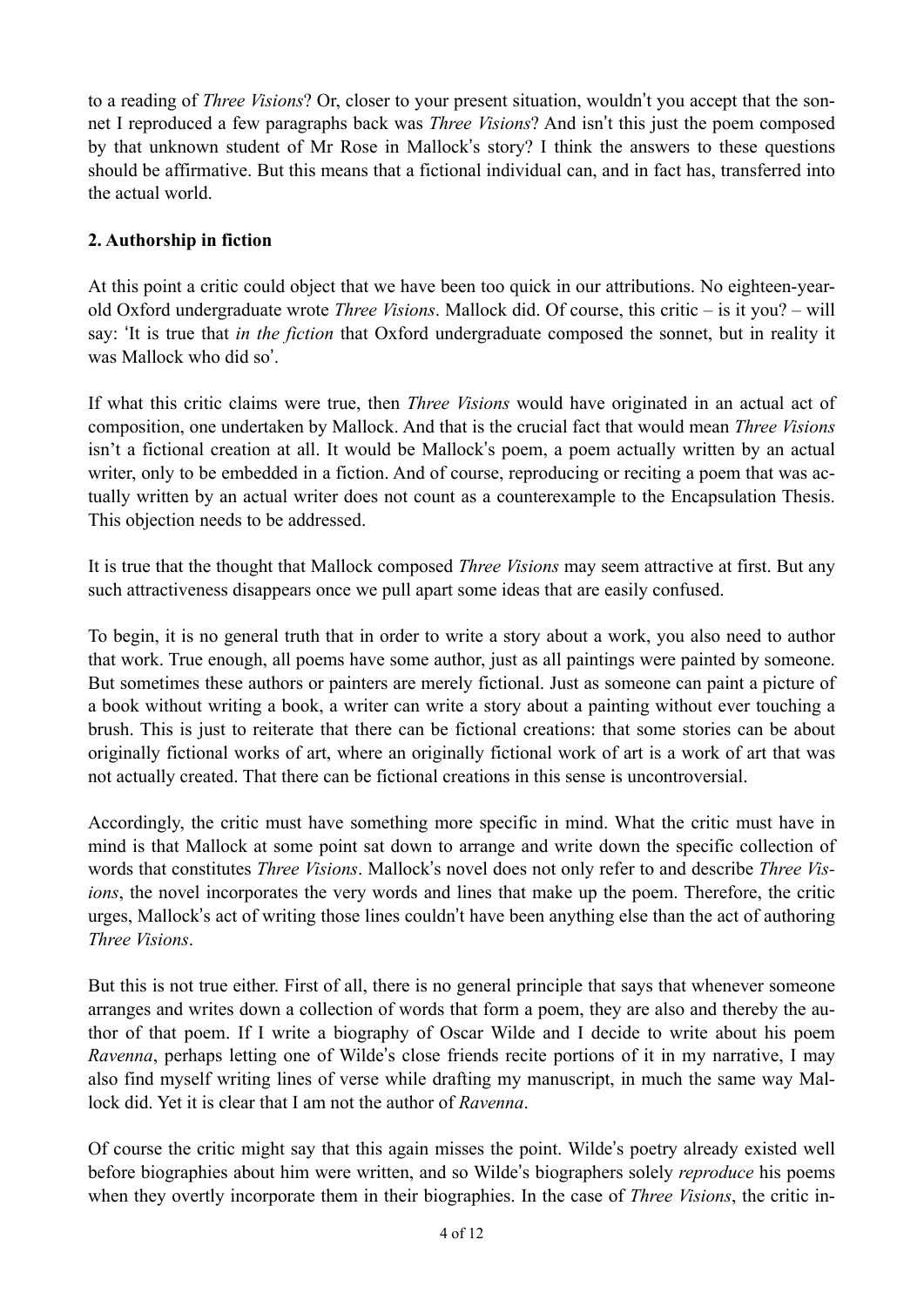to a reading of *Three Visions*? Or, closer to your present situation, wouldn't you accept that the sonnet I reproduced a few paragraphs back was *Three Visions*? And isn't this just the poem composed by that unknown student of Mr Rose in Mallock's story? I think the answers to these questions should be affirmative. But this means that a fictional individual can, and in fact has, transferred into the actual world.

## 2. Authorship in fiction

At this point a critic could object that we have been too quick in our attributions. No eighteen-year-old Oxford undergraduate wrote *Three Visions*. Mallock did. Of course, this critic – is it you? – will say: 'It is true that *in the fiction* that Oxford undergraduate composed the sonnet, but in reality it was Mallock who did so'.

If what this critic claims were true, then *Three Visions* would have originated in an actual act of composition, one undertaken by Mallock. And that is the crucial fact that would mean *Three Visions* isn't a fictional creation at all. It would be Mallock's poem, a poem actually written by an actual writer, only to be embedded in a fiction. And of course, reproducing or reciting a poem that was actually written by an actual writer does not count as a counterexample to the Encapsulation Thesis. This objection needs to be addressed.

It is true that the thought that Mallock composed *Three Visions* may seem attractive at first. But any such attractiveness disappears once we pull apart some ideas that are easily confused.

To begin, it is no general truth that in order to write a story about a work, you also need to author that work. True enough, all poems have some author, just as all paintings were painted by someone. But sometimes these authors or painters are merely fictional. Just as someone can paint a picture of a book without writing a book, a writer can write a story about a painting without ever touching a brush. This is just to reiterate that there can be fictional creations: that some stories can be about originally fictional works of art, where an originally fictional work of art is a work of art that was not actually created. That there can be fictional creations in this sense is uncontroversial.

Accordingly, the critic must have something more specific in mind. What the critic must have in mind is that Mallock at some point sat down to arrange and write down the specific collection of words that constitutes *Three Visions*. Mallock's novel does not only refer to and describe *Three Visions*, the novel incorporates the very words and lines that make up the poem. Therefore, the critic urges, Mallock's act of writing those lines couldn't have been anything else than the act of authoring *Three Visions*.

But this is not true either. First of all, there is no general principle that says that whenever someone arranges and writes down a collection of words that form a poem, they are also and thereby the author of that poem. If I write a biography of Oscar Wilde and I decide to write about his poem *Ravenna*, perhaps letting one of Wilde's close friends recite portions of it in my narrative, I may also find myself writing lines of verse while drafting my manuscript, in much the same way Mallock did. Yet it is clear that I am not the author of *Ravenna*.

Of course the critic might say that this again misses the point. Wilde's poetry already existed well before biographies about him were written, and so Wilde's biographers solely *reproduce* his poems when they overtly incorporate them in their biographies. In the case of *Three Visions*, the critic in-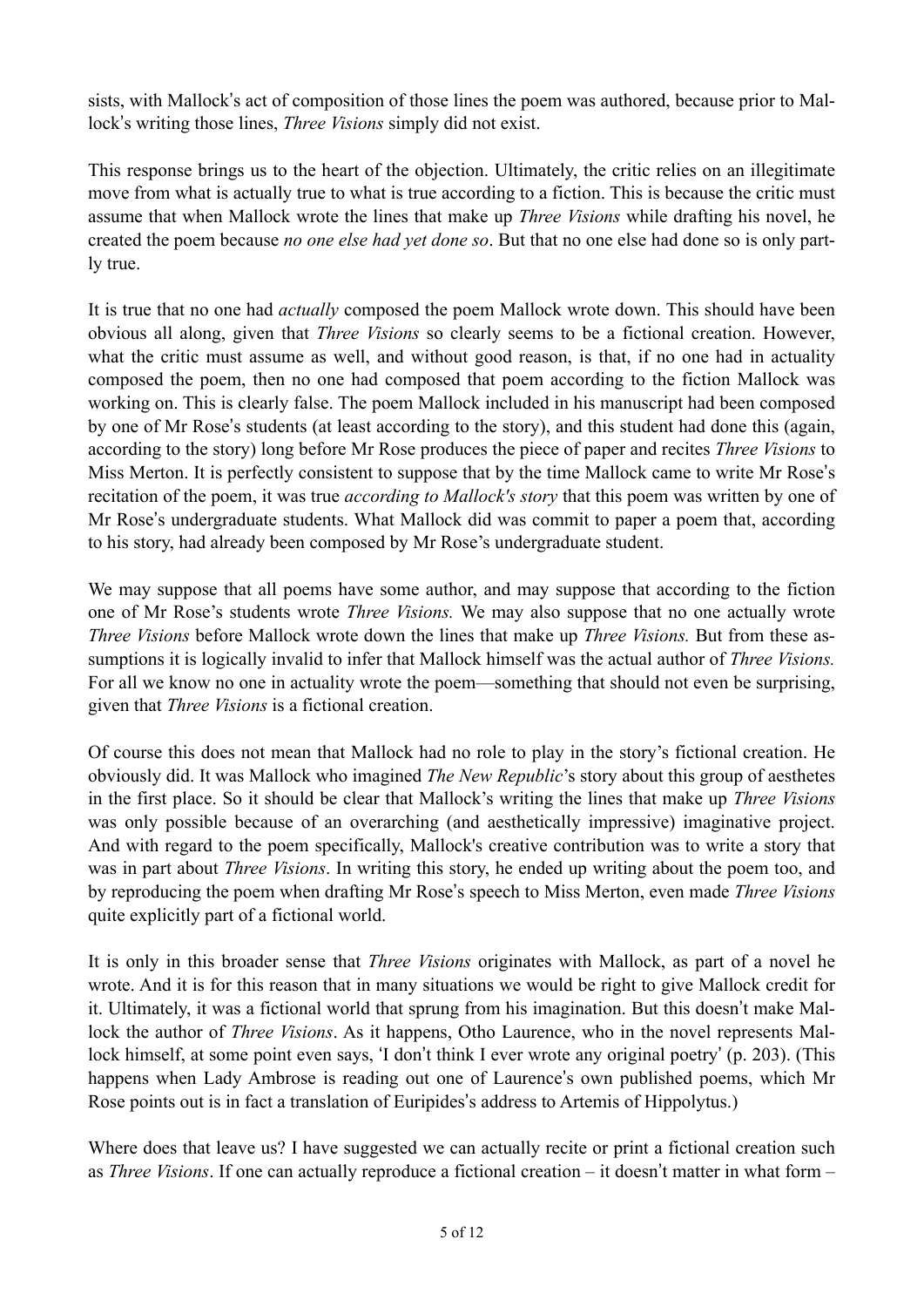sists, with Mallock's act of composition of those lines the poem was authored, because prior to Mallock's writing those lines, *Three Visions* simply did not exist.

This response brings us to the heart of the objection. Ultimately, the critic relies on an illegitimate move from what is actually true to what is true according to a fiction. This is because the critic must assume that when Mallock wrote the lines that make up *Three Visions* while drafting his novel, he created the poem because *no one else had yet done so*. But that no one else had done so is only partly true.

It is true that no one had *actually* composed the poem Mallock wrote down. This should have been obvious all along, given that *Three Visions* so clearly seems to be a fictional creation. However, what the critic must assume as well, and without good reason, is that, if no one had in actuality composed the poem, then no one had composed that poem according to the fiction Mallock was working on. This is clearly false. The poem Mallock included in his manuscript had been composed by one of Mr Rose's students (at least according to the story), and this student had done this (again, according to the story) long before Mr Rose produces the piece of paper and recites *Three Visions* to Miss Merton. It is perfectly consistent to suppose that by the time Mallock came to write Mr Rose's recitation of the poem, it was true *according to Mallock's story* that this poem was written by one of Mr Rose's undergraduate students. What Mallock did was commit to paper a poem that, according to his story, had already been composed by Mr Rose's undergraduate student.

We may suppose that all poems have some author, and may suppose that according to the fiction one of Mr Rose's students wrote *Three Visions.* We may also suppose that no one actually wrote *Three Visions* before Mallock wrote down the lines that make up *Three Visions.* But from these assumptions it is logically invalid to infer that Mallock himself was the actual author of *Three Visions.* For all we know no one in actuality wrote the poem—something that should not even be surprising, given that *Three Visions* is a fictional creation.

Of course this does not mean that Mallock had no role to play in the story's fictional creation. He obviously did. It was Mallock who imagined *The New Republic*'s story about this group of aesthetes in the first place. So it should be clear that Mallock's writing the lines that make up *Three Visions* was only possible because of an overarching (and aesthetically impressive) imaginative project. And with regard to the poem specifically, Mallock's creative contribution was to write a story that was in part about *Three Visions*. In writing this story, he ended up writing about the poem too, and by reproducing the poem when drafting Mr Rose's speech to Miss Merton, even made *Three Visions* quite explicitly part of a fictional world.

It is only in this broader sense that *Three Visions* originates with Mallock, as part of a novel he wrote. And it is for this reason that in many situations we would be right to give Mallock credit for it. Ultimately, it was a fictional world that sprung from his imagination. But this doesn't make Mallock the author of *Three Visions*. As it happens, Otho Laurence, who in the novel represents Mallock himself, at some point even says, 'I don't think I ever wrote any original poetry' (p. 203). (This happens when Lady Ambrose is reading out one of Laurence's own published poems, which Mr Rose points out is in fact a translation of Euripides's address to Artemis of Hippolytus.)

Where does that leave us? I have suggested we can actually recite or print a fictional creation such as *Three Visions*. If one can actually reproduce a fictional creation – it doesn't matter in what form –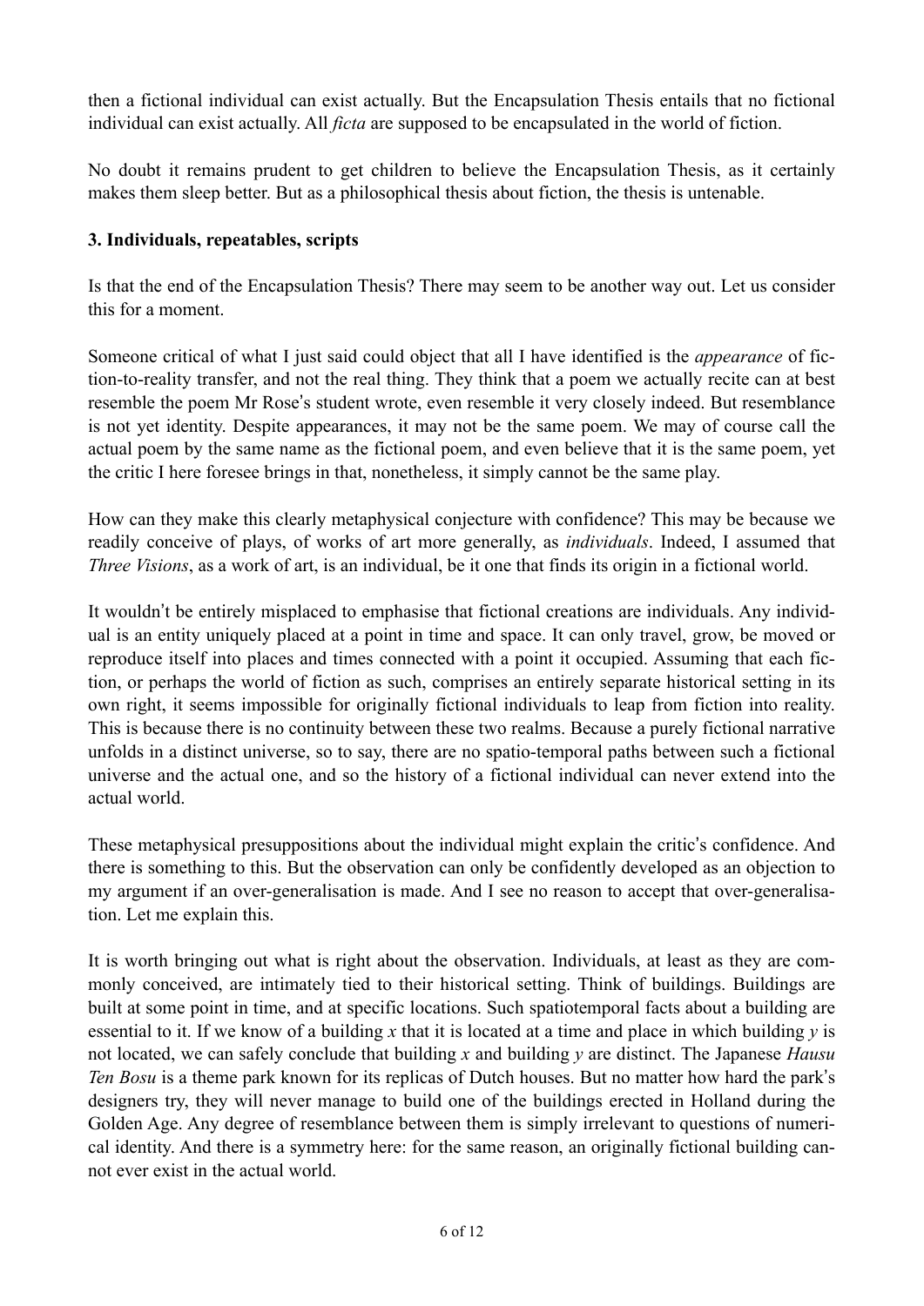then a fictional individual can exist actually. But the Encapsulation Thesis entails that no fictional individual can exist actually. All *ficta* are supposed to be encapsulated in the world of fiction.

No doubt it remains prudent to get children to believe the Encapsulation Thesis, as it certainly makes them sleep better. But as a philosophical thesis about fiction, the thesis is untenable.

### 3. Individuals, repeatables, scripts

Is that the end of the Encapsulation Thesis? There may seem to be another way out. Let us consider this for a moment.

Someone critical of what I just said could object that all I have identified is the *appearance* of fiction-to-reality transfer, and not the real thing. They think that a poem we actually recite can at best resemble the poem Mr Rose's student wrote, even resemble it very closely indeed. But resemblance is not yet identity. Despite appearances, it may not be the same poem. We may of course call the actual poem by the same name as the fictional poem, and even believe that it is the same poem, yet the critic I here foresee brings in that, nonetheless, it simply cannot be the same play.

How can they make this clearly metaphysical conjecture with confidence? This may be because we readily conceive of plays, of works of art more generally, as *individuals*. Indeed, I assumed that *Three Visions*, as a work of art, is an individual, be it one that finds its origin in a fictional world.

It wouldn't be entirely misplaced to emphasise that fictional creations are individuals. Any individual is an entity uniquely placed at a point in time and space. It can only travel, grow, be moved or reproduce itself into places and times connected with a point it occupied. Assuming that each fiction, or perhaps the world of fiction as such, comprises an entirely separate historical setting in its own right, it seems impossible for originally fictional individuals to leap from fiction into reality. This is because there is no continuity between these two realms. Because a purely fictional narrative unfolds in a distinct universe, so to say, there are no spatio-temporal paths between such a fictional universe and the actual one, and so the history of a fictional individual can never extend into the actual world.

These metaphysical presuppositions about the individual might explain the critic's confidence. And there is something to this. But the observation can only be confidently developed as an objection to my argument if an over-generalisation is made. And I see no reason to accept that over-generalisation. Let me explain this.

It is worth bringing out what is right about the observation. Individuals, at least as they are commonly conceived, are intimately tied to their historical setting. Think of buildings. Buildings are built at some point in time, and at specific locations. Such spatiotemporal facts about a building are essential to it. If we know of a building $x$ that it is located at a time and place in which building $y$ is not located, we can safely conclude that building $x$ and building $y$ are distinct. The Japanese *Hausu Ten Bosu* is a theme park known for its replicas of Dutch houses. But no matter how hard the park's designers try, they will never manage to build one of the buildings erected in Holland during the Golden Age. Any degree of resemblance between them is simply irrelevant to questions of numerical identity. And there is a symmetry here: for the same reason, an originally fictional building cannot ever exist in the actual world.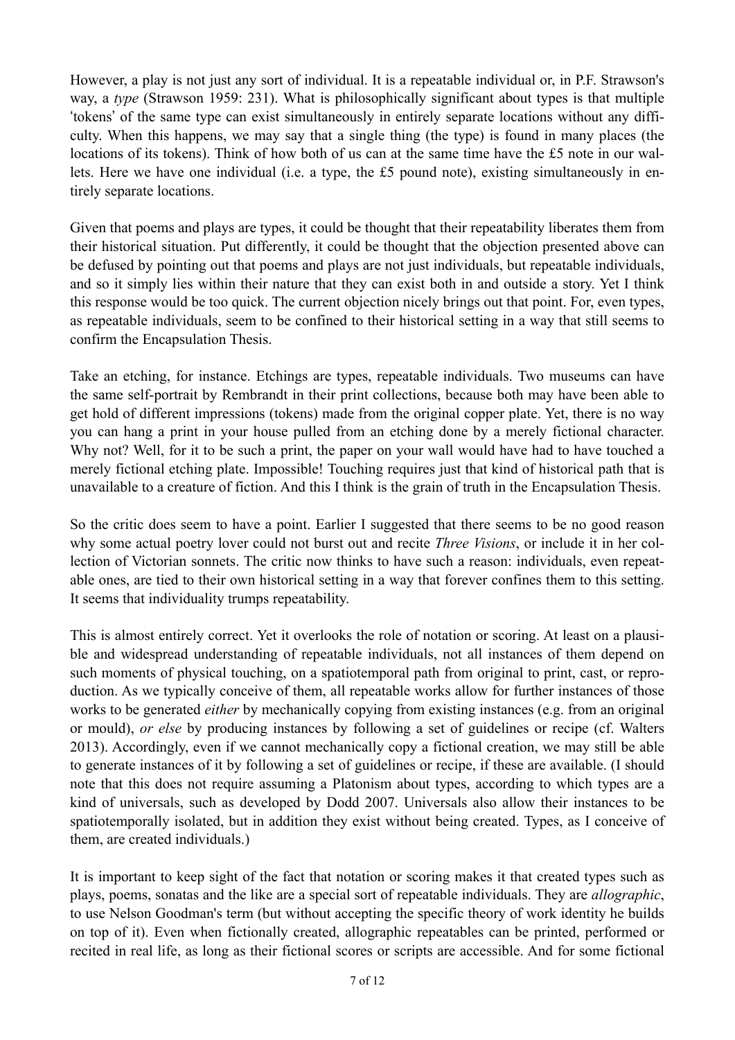However, a play is not just any sort of individual. It is a repeatable individual or, in P.F. Strawson's way, a *type* (Strawson 1959: 231). What is philosophically significant about types is that multiple 'tokens' of the same type can exist simultaneously in entirely separate locations without any difficulty. When this happens, we may say that a single thing (the type) is found in many places (the locations of its tokens). Think of how both of us can at the same time have the £5 note in our wallets. Here we have one individual (i.e. a type, the £5 pound note), existing simultaneously in entirely separate locations.

Given that poems and plays are types, it could be thought that their repeatability liberates them from their historical situation. Put differently, it could be thought that the objection presented above can be defused by pointing out that poems and plays are not just individuals, but repeatable individuals, and so it simply lies within their nature that they can exist both in and outside a story. Yet I think this response would be too quick. The current objection nicely brings out that point. For, even types, as repeatable individuals, seem to be confined to their historical setting in a way that still seems to confirm the Encapsulation Thesis.

Take an etching, for instance. Etchings are types, repeatable individuals. Two museums can have the same self-portrait by Rembrandt in their print collections, because both may have been able to get hold of different impressions (tokens) made from the original copper plate. Yet, there is no way you can hang a print in your house pulled from an etching done by a merely fictional character. Why not? Well, for it to be such a print, the paper on your wall would have had to have touched a merely fictional etching plate. Impossible! Touching requires just that kind of historical path that is unavailable to a creature of fiction. And this I think is the grain of truth in the Encapsulation Thesis.

So the critic does seem to have a point. Earlier I suggested that there seems to be no good reason why some actual poetry lover could not burst out and recite *Three Visions*, or include it in her collection of Victorian sonnets. The critic now thinks to have such a reason: individuals, even repeatable ones, are tied to their own historical setting in a way that forever confines them to this setting. It seems that individuality trumps repeatability.

This is almost entirely correct. Yet it overlooks the role of notation or scoring. At least on a plausible and widespread understanding of repeatable individuals, not all instances of them depend on such moments of physical touching, on a spatiotemporal path from original to print, cast, or reproduction. As we typically conceive of them, all repeatable works allow for further instances of those works to be generated *either* by mechanically copying from existing instances (e.g. from an original or mould), *or else* by producing instances by following a set of guidelines or recipe (cf. Walters 2013). Accordingly, even if we cannot mechanically copy a fictional creation, we may still be able to generate instances of it by following a set of guidelines or recipe, if these are available. (I should note that this does not require assuming a Platonism about types, according to which types are a kind of universals, such as developed by Dodd 2007. Universals also allow their instances to be spatiotemporally isolated, but in addition they exist without being created. Types, as I conceive of them, are created individuals.)

It is important to keep sight of the fact that notation or scoring makes it that created types such as plays, poems, sonatas and the like are a special sort of repeatable individuals. They are *allographic*, to use Nelson Goodman's term (but without accepting the specific theory of work identity he builds on top of it). Even when fictionally created, allographic repeatables can be printed, performed or recited in real life, as long as their fictional scores or scripts are accessible. And for some fictional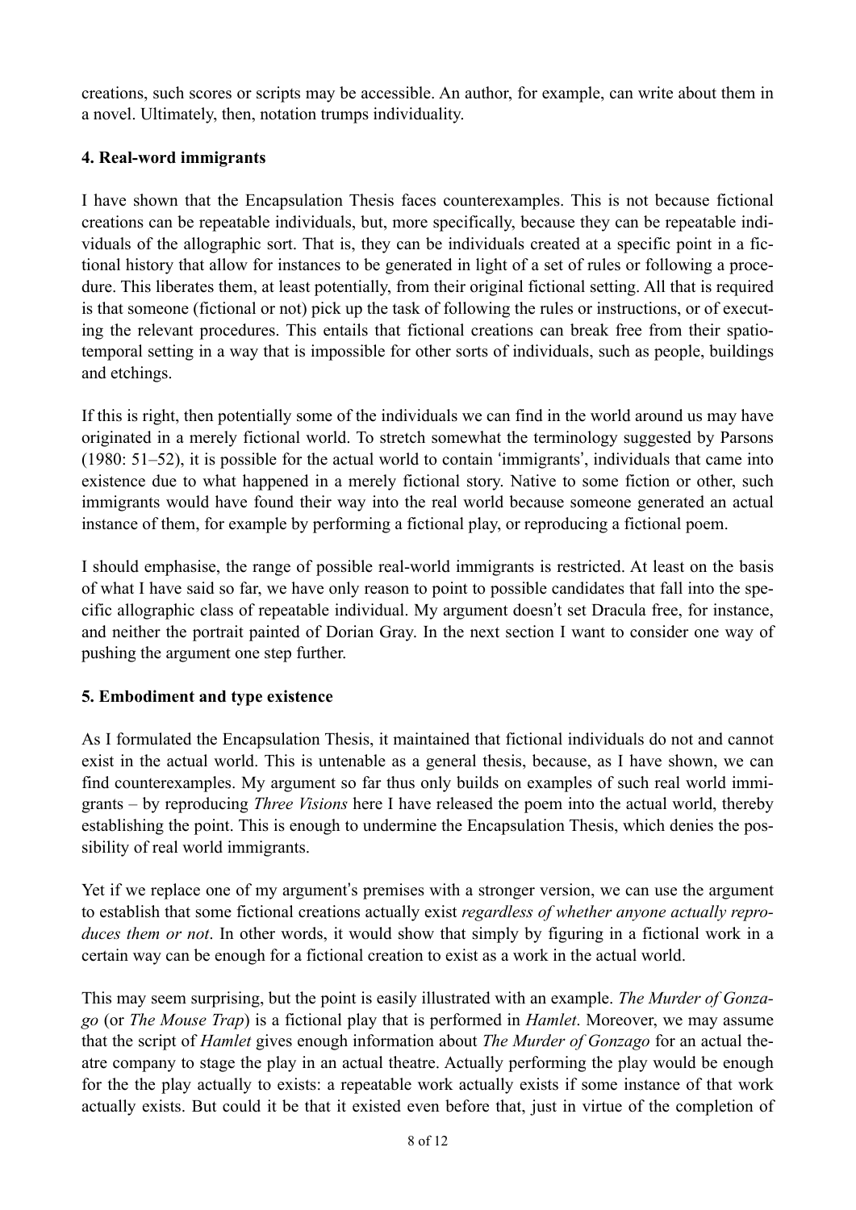creations, such scores or scripts may be accessible. An author, for example, can write about them in a novel. Ultimately, then, notation trumps individuality.

### 4. Real-word immigrants

I have shown that the Encapsulation Thesis faces counterexamples. This is not because fictional creations can be repeatable individuals, but, more specifically, because they can be repeatable individuals of the allographic sort. That is, they can be individuals created at a specific point in a fictional history that allow for instances to be generated in light of a set of rules or following a procedure. This liberates them, at least potentially, from their original fictional setting. All that is required is that someone (fictional or not) pick up the task of following the rules or instructions, or of executing the relevant procedures. This entails that fictional creations can break free from their spatio-temporal setting in a way that is impossible for other sorts of individuals, such as people, buildings and etchings.

If this is right, then potentially some of the individuals we can find in the world around us may have originated in a merely fictional world. To stretch somewhat the terminology suggested by Parsons (1980: 51–52), it is possible for the actual world to contain 'immigrants', individuals that came into existence due to what happened in a merely fictional story. Native to some fiction or other, such immigrants would have found their way into the real world because someone generated an actual instance of them, for example by performing a fictional play, or reproducing a fictional poem.

I should emphasise, the range of possible real-world immigrants is restricted. At least on the basis of what I have said so far, we have only reason to point to possible candidates that fall into the specific allographic class of repeatable individual. My argument doesn't set Dracula free, for instance, and neither the portrait painted of Dorian Gray. In the next section I want to consider one way of pushing the argument one step further.

### 5. Embodiment and type existence

As I formulated the Encapsulation Thesis, it maintained that fictional individuals do not and cannot exist in the actual world. This is untenable as a general thesis, because, as I have shown, we can find counterexamples. My argument so far thus only builds on examples of such real world immigrants – by reproducing *Three Visions* here I have released the poem into the actual world, thereby establishing the point. This is enough to undermine the Encapsulation Thesis, which denies the possibility of real world immigrants.

Yet if we replace one of my argument's premises with a stronger version, we can use the argument to establish that some fictional creations actually exist *regardless of whether anyone actually reproduces them or not*. In other words, it would show that simply by figuring in a fictional work in a certain way can be enough for a fictional creation to exist as a work in the actual world.

This may seem surprising, but the point is easily illustrated with an example. *The Murder of Gonzago* (or *The Mouse Trap*) is a fictional play that is performed in *Hamlet*. Moreover, we may assume that the script of *Hamlet* gives enough information about *The Murder of Gonzago* for an actual theatre company to stage the play in an actual theatre. Actually performing the play would be enough for the the play actually to exists: a repeatable work actually exists if some instance of that work actually exists. But could it be that it existed even before that, just in virtue of the completion of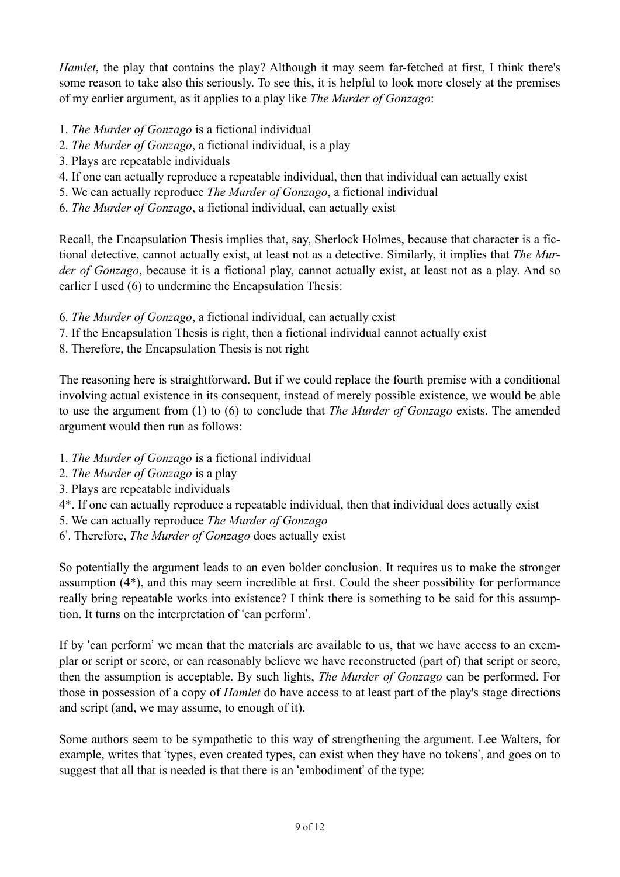*Hamlet*, the play that contains the play? Although it may seem far-fetched at first, I think there's some reason to take also this seriously. To see this, it is helpful to look more closely at the premises of my earlier argument, as it applies to a play like *The Murder of Gonzago*:

1. *The Murder of Gonzago* is a fictional individual
2. *The Murder of Gonzago*, a fictional individual, is a play
3. Plays are repeatable individuals
4. If one can actually reproduce a repeatable individual, then that individual can actually exist
5. We can actually reproduce *The Murder of Gonzago*, a fictional individual
6. *The Murder of Gonzago*, a fictional individual, can actually exist

Recall, the Encapsulation Thesis implies that, say, Sherlock Holmes, because that character is a fictional detective, cannot actually exist, at least not as a detective. Similarly, it implies that *The Murder of Gonzago*, because it is a fictional play, cannot actually exist, at least not as a play. And so earlier I used (6) to undermine the Encapsulation Thesis:

6. *The Murder of Gonzago*, a fictional individual, can actually exist
7. If the Encapsulation Thesis is right, then a fictional individual cannot actually exist
8. Therefore, the Encapsulation Thesis is not right

The reasoning here is straightforward. But if we could replace the fourth premise with a conditional involving actual existence in its consequent, instead of merely possible existence, we would be able to use the argument from (1) to (6) to conclude that *The Murder of Gonzago* exists. The amended argument would then run as follows:

1. *The Murder of Gonzago* is a fictional individual
2. *The Murder of Gonzago* is a play
3. Plays are repeatable individuals

4*. If one can actually reproduce a repeatable individual, then that individual does actually exist

5. We can actually reproduce *The Murder of Gonzago*

6ʹ. Therefore, *The Murder of Gonzago* does actually exist

So potentially the argument leads to an even bolder conclusion. It requires us to make the stronger assumption (4*), and this may seem incredible at first. Could the sheer possibility for performance really bring repeatable works into existence? I think there is something to be said for this assumption. It turns on the interpretation of 'can perform'.

If by 'can perform' we mean that the materials are available to us, that we have access to an exemplar or script or score, or can reasonably believe we have reconstructed (part of) that script or score, then the assumption is acceptable. By such lights, *The Murder of Gonzago* can be performed. For those in possession of a copy of *Hamlet* do have access to at least part of the play's stage directions and script (and, we may assume, to enough of it).

Some authors seem to be sympathetic to this way of strengthening the argument. Lee Walters, for example, writes that 'types, even created types, can exist when they have no tokens', and goes on to suggest that all that is needed is that there is an 'embodiment' of the type: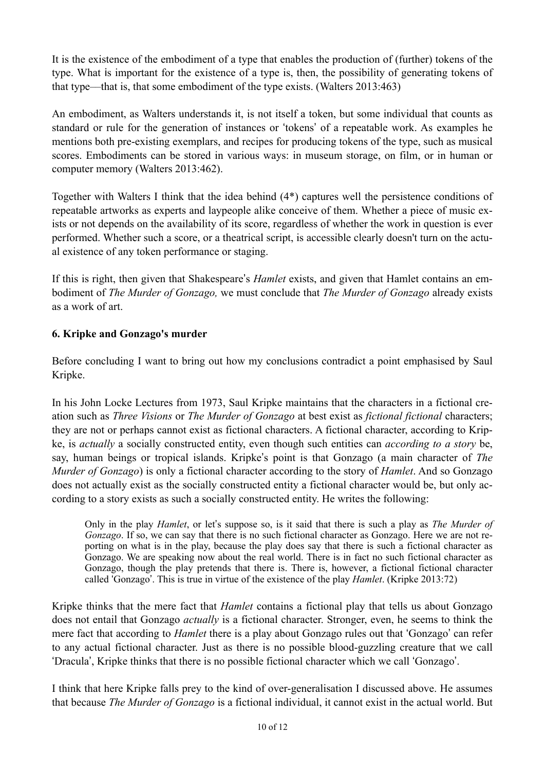It is the existence of the embodiment of a type that enables the production of (further) tokens of the type. What is important for the existence of a type is, then, the possibility of generating tokens of that type—that is, that some embodiment of the type exists. (Walters 2013:463)

An embodiment, as Walters understands it, is not itself a token, but some individual that counts as standard or rule for the generation of instances or 'tokens' of a repeatable work. As examples he mentions both pre-existing exemplars, and recipes for producing tokens of the type, such as musical scores. Embodiments can be stored in various ways: in museum storage, on film, or in human or computer memory (Walters 2013:462).

Together with Walters I think that the idea behind (4*) captures well the persistence conditions of repeatable artworks as experts and laypeople alike conceive of them. Whether a piece of music exists or not depends on the availability of its score, regardless of whether the work in question is ever performed. Whether such a score, or a theatrical script, is accessible clearly doesn't turn on the actual existence of any token performance or staging.

If this is right, then given that Shakespeare's *Hamlet* exists, and given that Hamlet contains an embodiment of *The Murder of Gonzago,* we must conclude that *The Murder of Gonzago* already exists as a work of art.

### 6. Kripke and Gonzago's murder

Before concluding I want to bring out how my conclusions contradict a point emphasised by Saul Kripke.

In his John Locke Lectures from 1973, Saul Kripke maintains that the characters in a fictional creation such as *Three Visions* or *The Murder of Gonzago* at best exist as *fictional fictional* characters; they are not or perhaps cannot exist as fictional characters. A fictional character, according to Kripke, is *actually* a socially constructed entity, even though such entities can *according to a story* be, say, human beings or tropical islands. Kripke's point is that Gonzago (a main character of *The Murder of Gonzago*) is only a fictional character according to the story of *Hamlet*. And so Gonzago does not actually exist as the socially constructed entity a fictional character would be, but only according to a story exists as such a socially constructed entity. He writes the following:

> Only in the play *Hamlet*, or let's suppose so, is it said that there is such a play as *The Murder of Gonzago*. If so, we can say that there is no such fictional character as Gonzago. Here we are not reporting on what is in the play, because the play does say that there is such a fictional character as Gonzago. We are speaking now about the real world. There is in fact no such fictional character as Gonzago, though the play pretends that there is. There is, however, a fictional fictional character called 'Gonzago'. This is true in virtue of the existence of the play *Hamlet*. (Kripke 2013:72)

Kripke thinks that the mere fact that *Hamlet* contains a fictional play that tells us about Gonzago does not entail that Gonzago *actually* is a fictional character. Stronger, even, he seems to think the mere fact that according to *Hamlet* there is a play about Gonzago rules out that 'Gonzago' can refer to any actual fictional character. Just as there is no possible blood-guzzling creature that we call 'Dracula', Kripke thinks that there is no possible fictional character which we call 'Gonzago'.

I think that here Kripke falls prey to the kind of over-generalisation I discussed above. He assumes that because *The Murder of Gonzago* is a fictional individual, it cannot exist in the actual world. But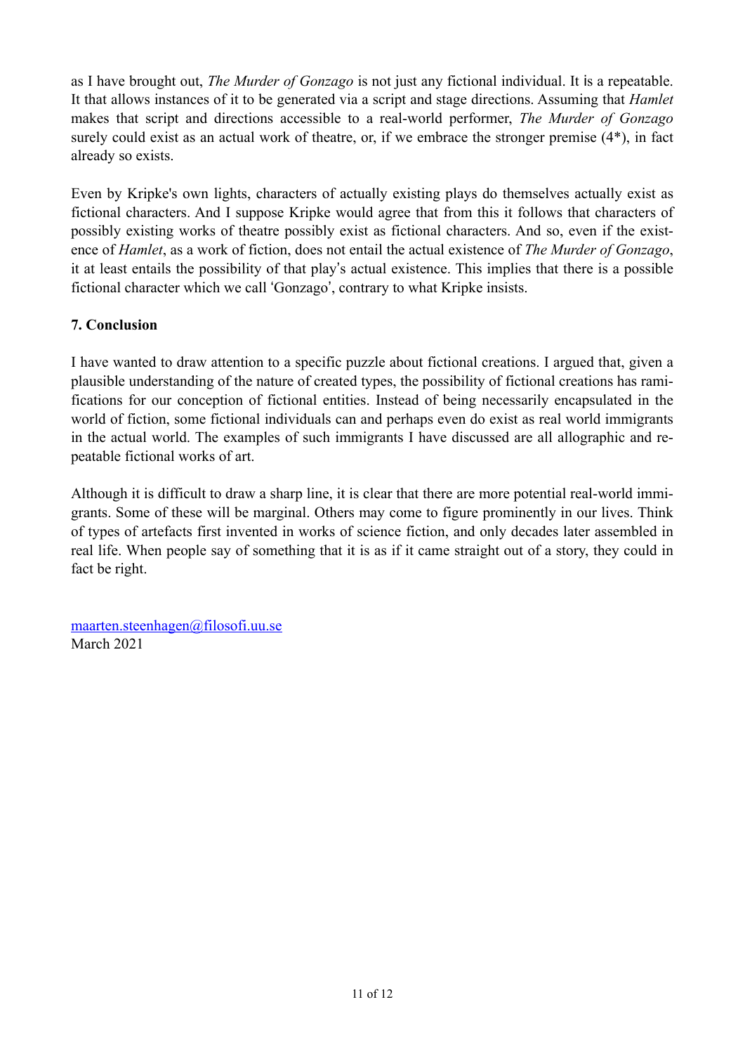as I have brought out, *The Murder of Gonzago* is not just any fictional individual. It is a repeatable. It that allows instances of it to be generated via a script and stage directions. Assuming that *Hamlet* makes that script and directions accessible to a real-world performer, *The Murder of Gonzago* surely could exist as an actual work of theatre, or, if we embrace the stronger premise (4*), in fact already so exists.

Even by Kripke's own lights, characters of actually existing plays do themselves actually exist as fictional characters. And I suppose Kripke would agree that from this it follows that characters of possibly existing works of theatre possibly exist as fictional characters. And so, even if the existence of *Hamlet*, as a work of fiction, does not entail the actual existence of *The Murder of Gonzago*, it at least entails the possibility of that play's actual existence. This implies that there is a possible fictional character which we call 'Gonzago', contrary to what Kripke insists.

### 7. Conclusion

I have wanted to draw attention to a specific puzzle about fictional creations. I argued that, given a plausible understanding of the nature of created types, the possibility of fictional creations has ramifications for our conception of fictional entities. Instead of being necessarily encapsulated in the world of fiction, some fictional individuals can and perhaps even do exist as real world immigrants in the actual world. The examples of such immigrants I have discussed are all allographic and repeatable fictional works of art.

Although it is difficult to draw a sharp line, it is clear that there are more potential real-world immigrants. Some of these will be marginal. Others may come to figure prominently in our lives. Think of types of artefacts first invented in works of science fiction, and only decades later assembled in real life. When people say of something that it is as if it came straight out of a story, they could in fact be right.

maarten.steenhagen@filosofi.uu.se
March 2021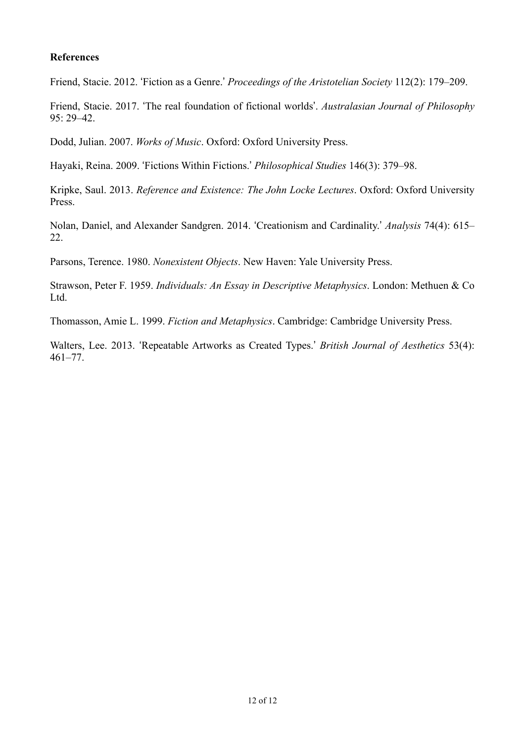**References**

Friend, Stacie. 2012. 'Fiction as a Genre.' *Proceedings of the Aristotelian Society* 112(2): 179–209.

Friend, Stacie. 2017. 'The real foundation of fictional worlds'. *Australasian Journal of Philosophy* 95: 29–42.

Dodd, Julian. 2007. *Works of Music*. Oxford: Oxford University Press.

Hayaki, Reina. 2009. 'Fictions Within Fictions.' *Philosophical Studies* 146(3): 379–98.

Kripke, Saul. 2013. *Reference and Existence: The John Locke Lectures*. Oxford: Oxford University Press.

Nolan, Daniel, and Alexander Sandgren. 2014. 'Creationism and Cardinality.' *Analysis* 74(4): 615–22.

Parsons, Terence. 1980. *Nonexistent Objects*. New Haven: Yale University Press.

Strawson, Peter F. 1959. *Individuals: An Essay in Descriptive Metaphysics*. London: Methuen & Co Ltd.

Thomasson, Amie L. 1999. *Fiction and Metaphysics*. Cambridge: Cambridge University Press.

Walters, Lee. 2013. 'Repeatable Artworks as Created Types.' *British Journal of Aesthetics* 53(4): 461–77.